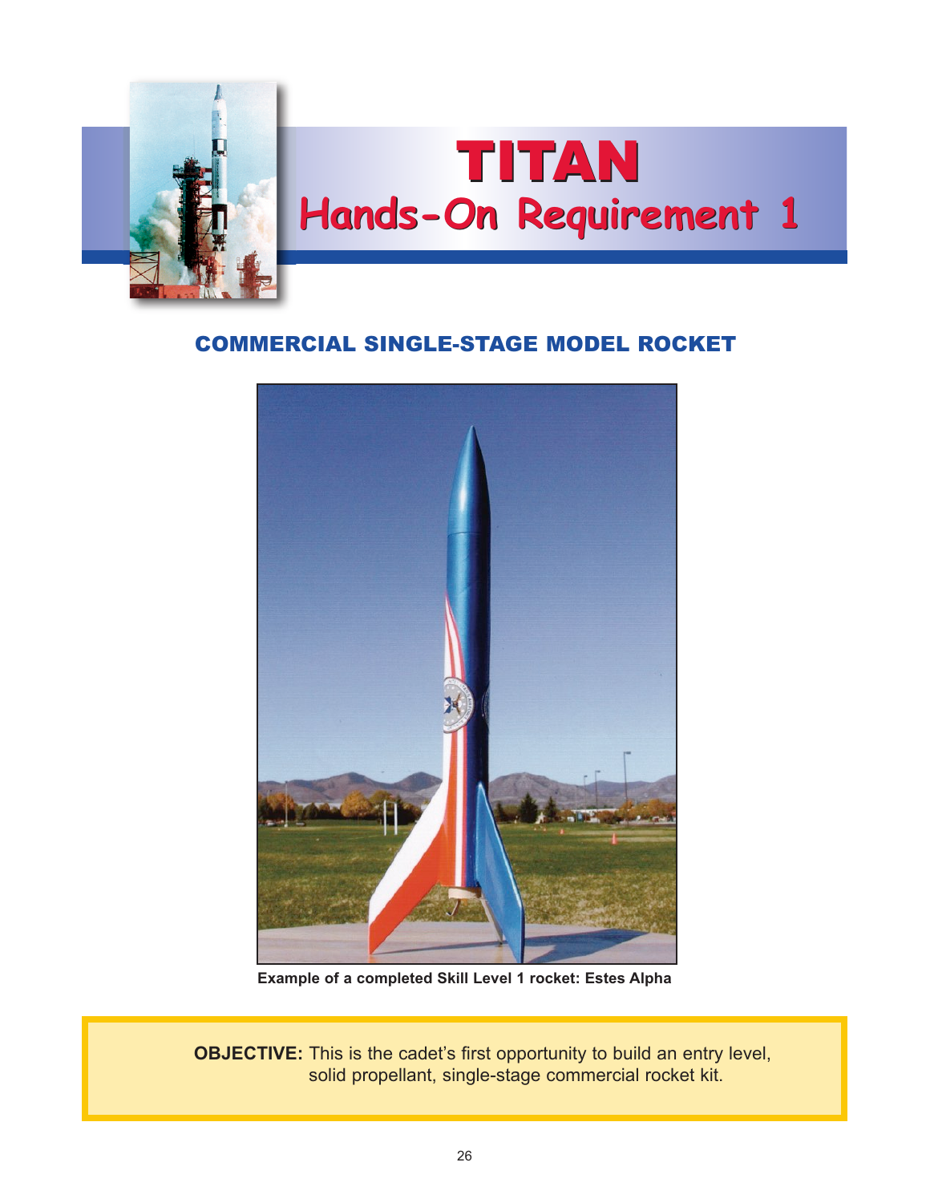# TITAN

## Hands-On Requirement 1

### COMMERCIAL SINGLE-STAGE MODEL ROCKET

Example of a completed Skill Level 1 rocket: Estes Alpha

**OBJECTIVE:** This is the cadet's first opportunity to build an entry level, solid propellant, single-stage commercial rocket kit.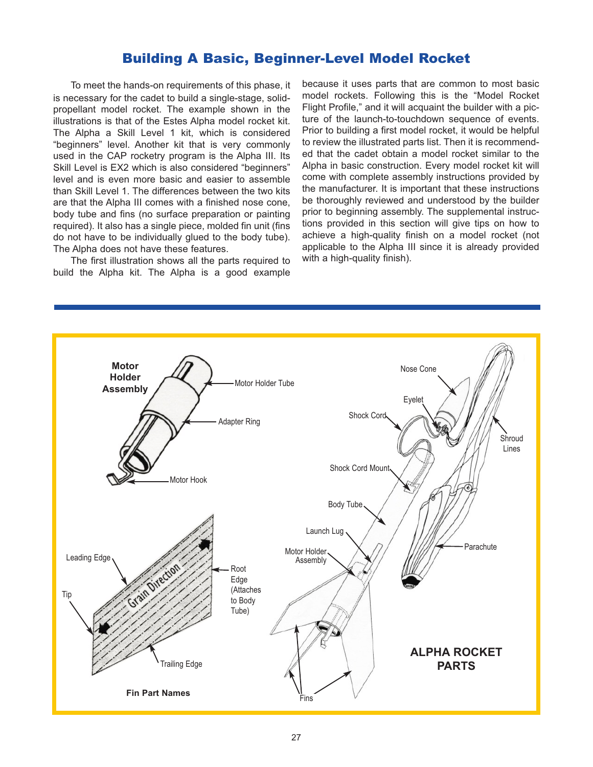# Building A Basic, Beginner-Level Model Rocket

To meet the hands-on requirements of this phase, it is necessary for the cadet to build a single-stage, solid-propellant model rocket. The example shown in the illustrations is that of the Estes Alpha model rocket kit. The Alpha a Skill Level 1 kit, which is considered "beginners" level. Another kit that is very commonly used in the CAP rocketry program is the Alpha III. Its Skill Level is EX2 which is also considered "beginners" level and is even more basic and easier to assemble than Skill Level 1. The differences between the two kits are that the Alpha III comes with a finished nose cone, body tube and fins (no surface preparation or painting required). It also has a single piece, molded fin unit (fins do not have to be individually glued to the body tube). The Alpha does not have these features.

The first illustration shows all the parts required to build the Alpha kit. The Alpha is a good example because it uses parts that are common to most basic model rockets. Following this is the "Model Rocket Flight Profile," and it will acquaint the builder with a picture of the launch-to-touchdown sequence of events. Prior to building a first model rocket, it would be helpful to review the illustrated parts list. Then it is recommended that the cadet obtain a model rocket similar to the Alpha in basic construction. Every model rocket kit will come with complete assembly instructions provided by the manufacturer. It is important that these instructions be thoroughly reviewed and understood by the builder prior to beginning assembly. The supplemental instructions provided in this section will give tips on how to achieve a high-quality finish on a model rocket (not applicable to the Alpha III since it is already provided with a high-quality finish).

**Motor Holder Assembly**: Motor Holder Tube, Adapter Ring, Motor Hook

**Fin Part Names**: Leading Edge, Tip, Root Edge (Attaches to Body Tube), Trailing Edge, Grain Direction

**ALPHA ROCKET PARTS**: Nose Cone, Eyelet, Shock Cord, Shroud Lines, Shock Cord Mount, Body Tube, Launch Lug, Motor Holder Assembly, Parachute, Fins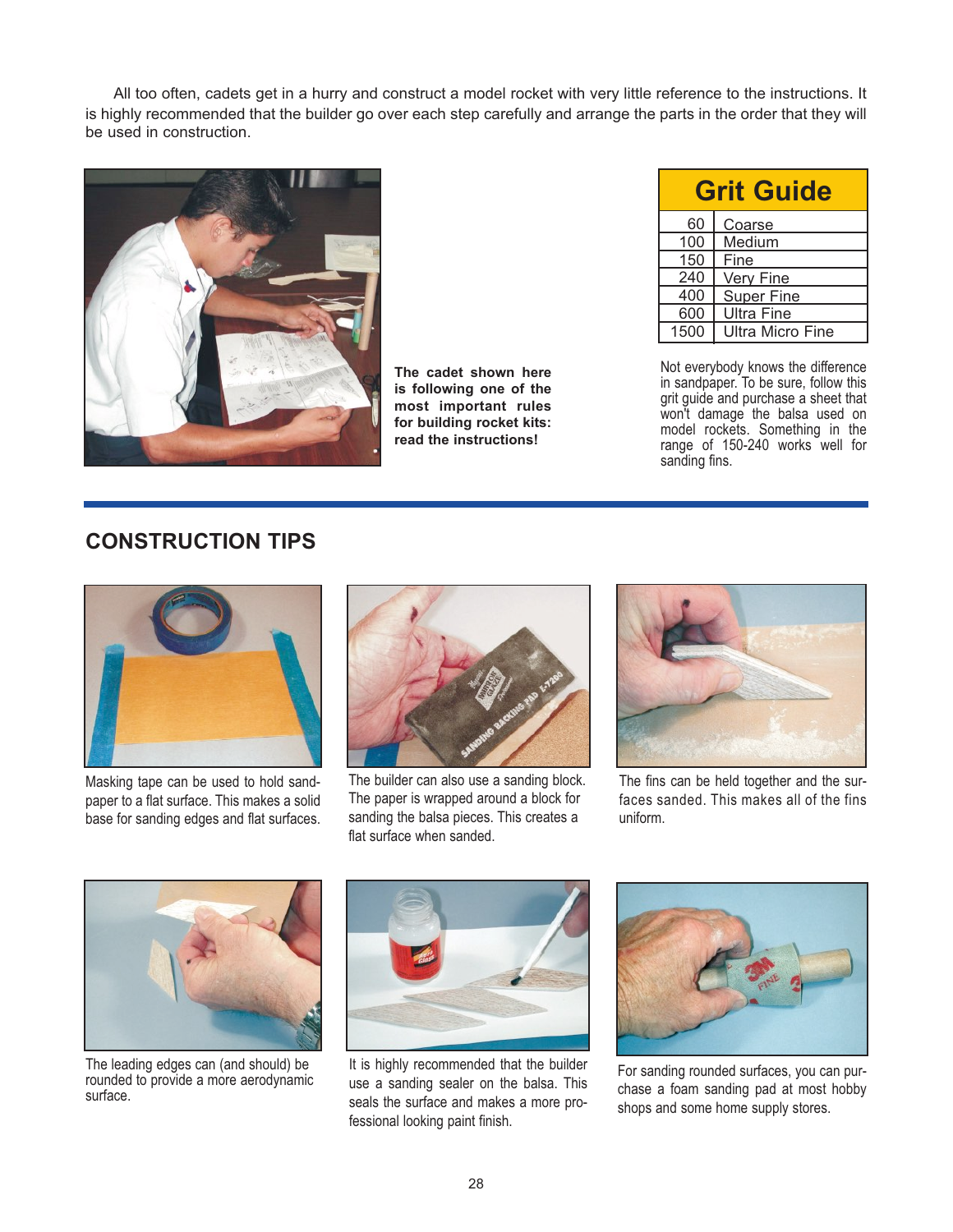All too often, cadets get in a hurry and construct a model rocket with very little reference to the instructions. It is highly recommended that the builder go over each step carefully and arrange the parts in the order that they will be used in construction.

**The cadet shown here is following one of the most important rules for building rocket kits: read the instructions!**

| Grit Guide | |
|---|---|
| 60 | Coarse |
| 100 | Medium |
| 150 | Fine |
| 240 | Very Fine |
| 400 | Super Fine |
| 600 | Ultra Fine |
| 1500 | Ultra Micro Fine |

Not everybody knows the difference in sandpaper. To be sure, follow this grit guide and purchase a sheet that won't damage the balsa used on model rockets. Something in the range of 150-240 works well for sanding fins.

## CONSTRUCTION TIPS

Masking tape can be used to hold sandpaper to a flat surface. This makes a solid base for sanding edges and flat surfaces.

The builder can also use a sanding block. The paper is wrapped around a block for sanding the balsa pieces. This creates a flat surface when sanded.

The fins can be held together and the surfaces sanded. This makes all of the fins uniform.

The leading edges can (and should) be rounded to provide a more aerodynamic surface.

It is highly recommended that the builder use a sanding sealer on the balsa. This seals the surface and makes a more professional looking paint finish.

For sanding rounded surfaces, you can purchase a foam sanding pad at most hobby shops and some home supply stores.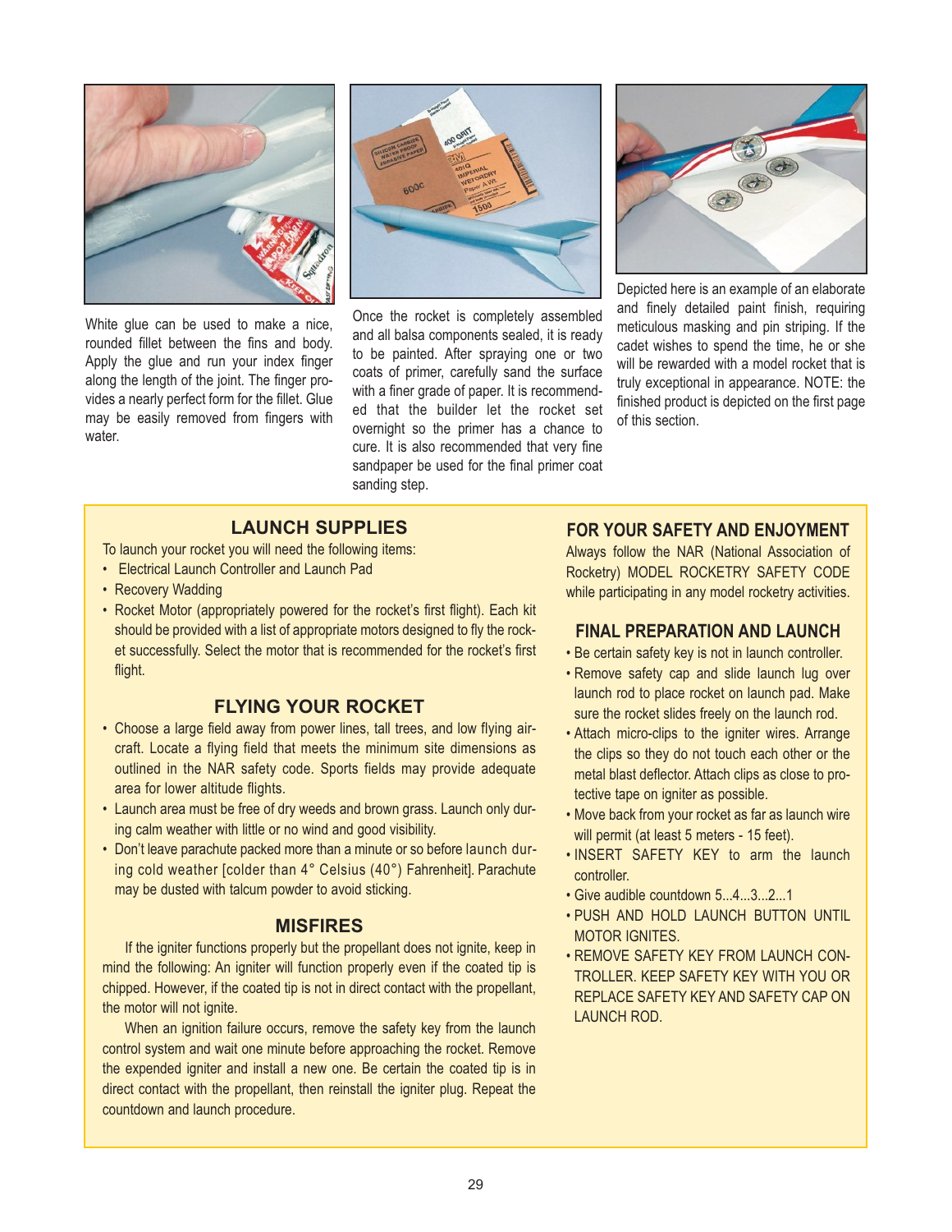White glue can be used to make a nice, rounded fillet between the fins and body. Apply the glue and run your index finger along the length of the joint. The finger provides a nearly perfect form for the fillet. Glue may be easily removed from fingers with water.

Once the rocket is completely assembled and all balsa components sealed, it is ready to be painted. After spraying one or two coats of primer, carefully sand the surface with a finer grade of paper. It is recommended that the builder let the rocket set overnight so the primer has a chance to cure. It is also recommended that very fine sandpaper be used for the final primer coat sanding step.

Depicted here is an example of an elaborate and finely detailed paint finish, requiring meticulous masking and pin striping. If the cadet wishes to spend the time, he or she will be rewarded with a model rocket that is truly exceptional in appearance. NOTE: the finished product is depicted on the first page of this section.

## LAUNCH SUPPLIES

To launch your rocket you will need the following items:

- Electrical Launch Controller and Launch Pad
- Recovery Wadding
- Rocket Motor (appropriately powered for the rocket's first flight). Each kit should be provided with a list of appropriate motors designed to fly the rocket successfully. Select the motor that is recommended for the rocket's first flight.

## FLYING YOUR ROCKET

- Choose a large field away from power lines, tall trees, and low flying aircraft. Locate a flying field that meets the minimum site dimensions as outlined in the NAR safety code. Sports fields may provide adequate area for lower altitude flights.
- Launch area must be free of dry weeds and brown grass. Launch only during calm weather with little or no wind and good visibility.
- Don't leave parachute packed more than a minute or so before launch during cold weather [colder than 4° Celsius (40°) Fahrenheit]. Parachute may be dusted with talcum powder to avoid sticking.

## MISFIRES

If the igniter functions properly but the propellant does not ignite, keep in mind the following: An igniter will function properly even if the coated tip is chipped. However, if the coated tip is not in direct contact with the propellant, the motor will not ignite.

When an ignition failure occurs, remove the safety key from the launch control system and wait one minute before approaching the rocket. Remove the expended igniter and install a new one. Be certain the coated tip is in direct contact with the propellant, then reinstall the igniter plug. Repeat the countdown and launch procedure.

## FOR YOUR SAFETY AND ENJOYMENT

Always follow the NAR (National Association of Rocketry) MODEL ROCKETRY SAFETY CODE while participating in any model rocketry activities.

## FINAL PREPARATION AND LAUNCH

- Be certain safety key is not in launch controller.
- Remove safety cap and slide launch lug over launch rod to place rocket on launch pad. Make sure the rocket slides freely on the launch rod.
- Attach micro-clips to the igniter wires. Arrange the clips so they do not touch each other or the metal blast deflector. Attach clips as close to protective tape on igniter as possible.
- Move back from your rocket as far as launch wire will permit (at least 5 meters - 15 feet).
- INSERT SAFETY KEY to arm the launch controller.
- Give audible countdown 5...4...3...2...1
- PUSH AND HOLD LAUNCH BUTTON UNTIL MOTOR IGNITES.
- REMOVE SAFETY KEY FROM LAUNCH CONTROLLER. KEEP SAFETY KEY WITH YOU OR REPLACE SAFETY KEY AND SAFETY CAP ON LAUNCH ROD.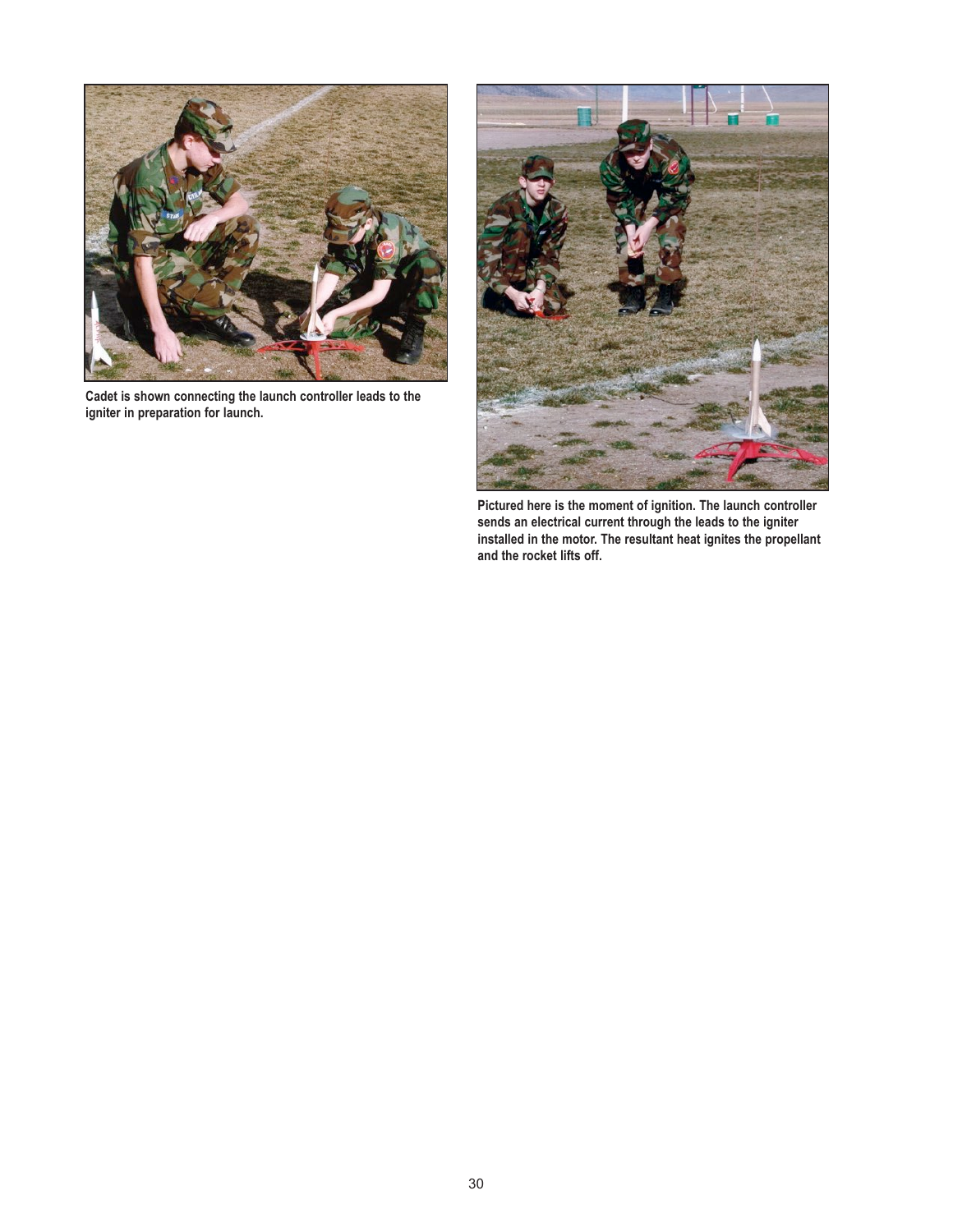Cadet is shown connecting the launch controller leads to the igniter in preparation for launch.

Pictured here is the moment of ignition. The launch controller sends an electrical current through the leads to the igniter installed in the motor. The resultant heat ignites the propellant and the rocket lifts off.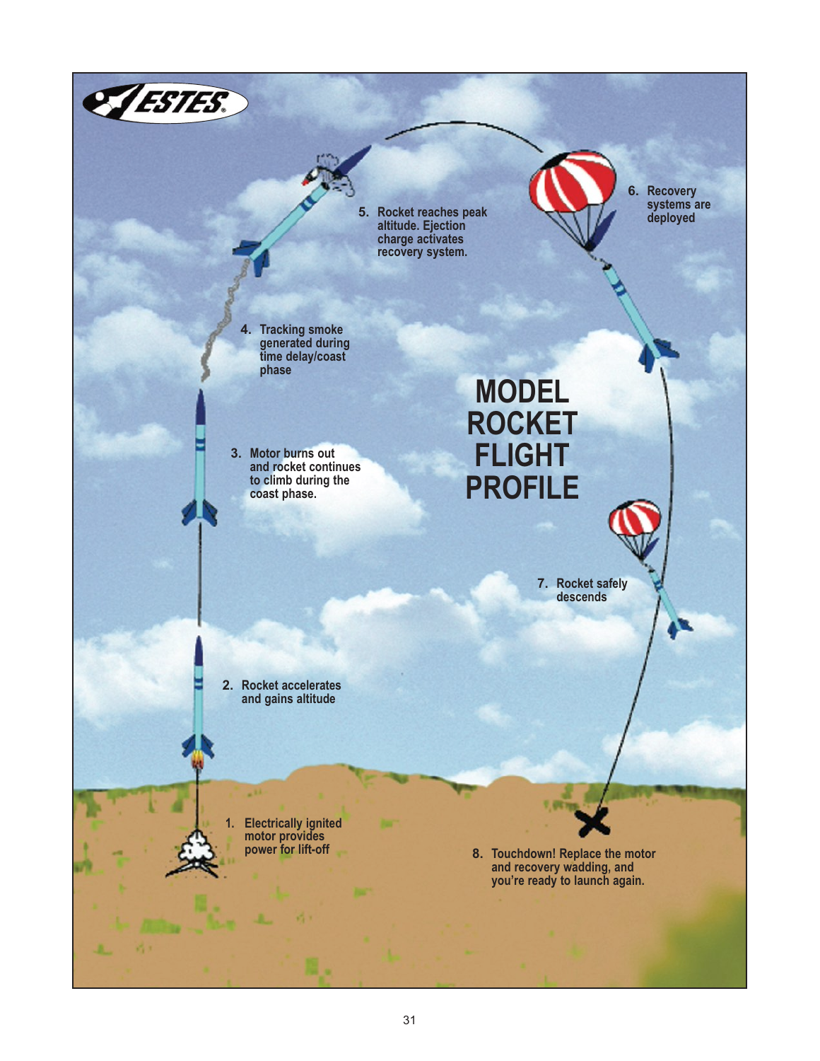# MODEL ROCKET FLIGHT PROFILE

1. Electrically ignited motor provides power for lift-off
2. Rocket accelerates and gains altitude
3. Motor burns out and rocket continues to climb during the coast phase.
4. Tracking smoke generated during time delay/coast phase
5. Rocket reaches peak altitude. Ejection charge activates recovery system.
6. Recovery systems are deployed
7. Rocket safely descends
8. Touchdown! Replace the motor and recovery wadding, and you're ready to launch again.